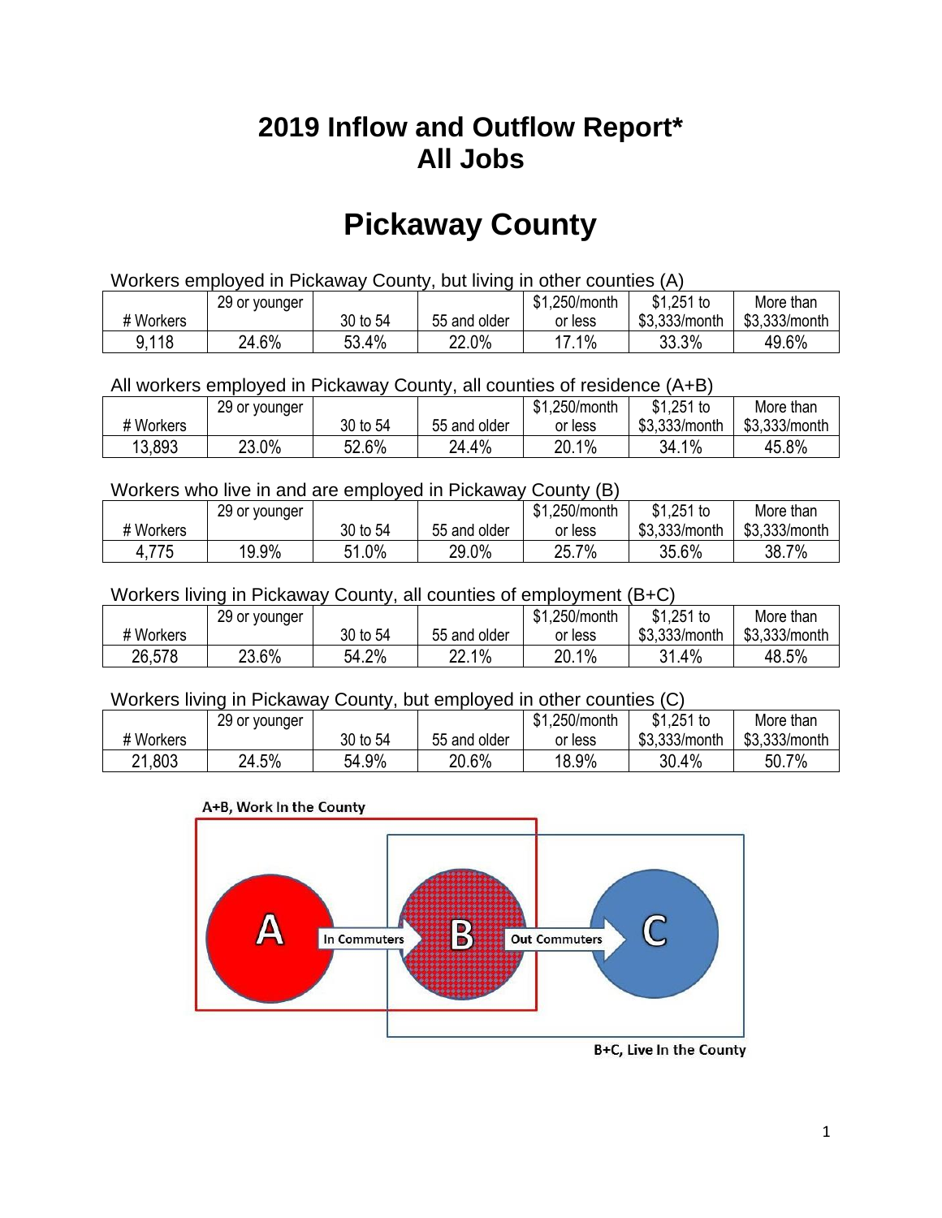# 2019 Inflow and Outflow Report*
# All Jobs

# Pickaway County

Workers employed in Pickaway County, but living in other counties (A)

| # Workers | 29 or younger | 30 to 54 | 55 and older | $1,250/month or less | $1,251 to $3,333/month | More than $3,333/month |
|---|---|---|---|---|---|---|
| 9,118 | 24.6% | 53.4% | 22.0% | 17.1% | 33.3% | 49.6% |

All workers employed in Pickaway County, all counties of residence (A+B)

| # Workers | 29 or younger | 30 to 54 | 55 and older | $1,250/month or less | $1,251 to $3,333/month | More than $3,333/month |
|---|---|---|---|---|---|---|
| 13,893 | 23.0% | 52.6% | 24.4% | 20.1% | 34.1% | 45.8% |

Workers who live in and are employed in Pickaway County (B)

| # Workers | 29 or younger | 30 to 54 | 55 and older | $1,250/month or less | $1,251 to $3,333/month | More than $3,333/month |
|---|---|---|---|---|---|---|
| 4,775 | 19.9% | 51.0% | 29.0% | 25.7% | 35.6% | 38.7% |

Workers living in Pickaway County, all counties of employment (B+C)

| # Workers | 29 or younger | 30 to 54 | 55 and older | $1,250/month or less | $1,251 to $3,333/month | More than $3,333/month |
|---|---|---|---|---|---|---|
| 26,578 | 23.6% | 54.2% | 22.1% | 20.1% | 31.4% | 48.5% |

Workers living in Pickaway County, but employed in other counties (C)

| # Workers | 29 or younger | 30 to 54 | 55 and older | $1,250/month or less | $1,251 to $3,333/month | More than $3,333/month |
|---|---|---|---|---|---|---|
| 21,803 | 24.5% | 54.9% | 20.6% | 18.9% | 30.4% | 50.7% |

A+B, Work In the County

A — In Commuters → B — Out Commuters → C

B+C, Live In the County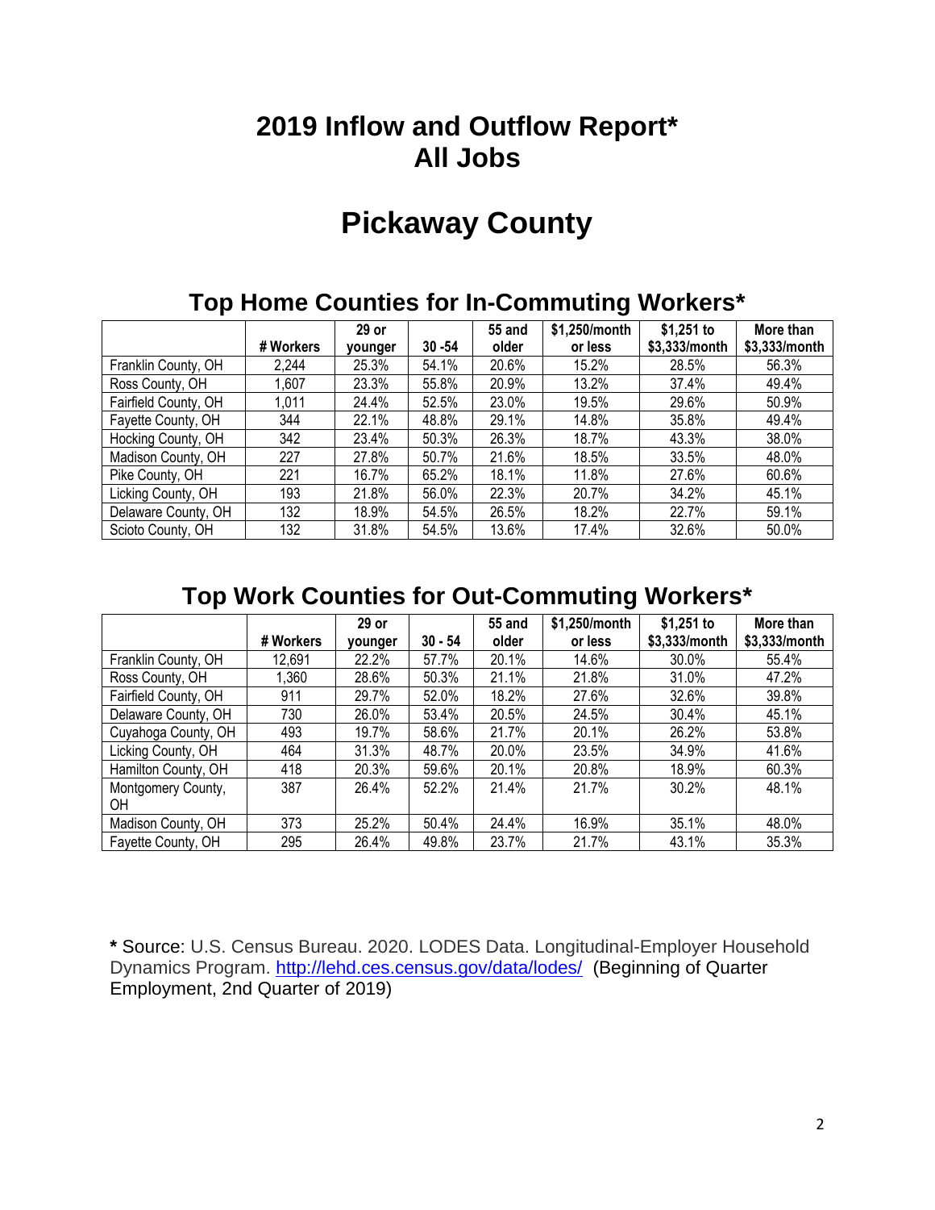# 2019 Inflow and Outflow Report*
# All Jobs

# Pickaway County

## Top Home Counties for In-Commuting Workers*

| | # Workers | 29 or younger | 30 -54 | 55 and older | $1,250/month or less | $1,251 to $3,333/month | More than $3,333/month |
|---|---|---|---|---|---|---|---|
| Franklin County, OH | 2,244 | 25.3% | 54.1% | 20.6% | 15.2% | 28.5% | 56.3% |
| Ross County, OH | 1,607 | 23.3% | 55.8% | 20.9% | 13.2% | 37.4% | 49.4% |
| Fairfield County, OH | 1,011 | 24.4% | 52.5% | 23.0% | 19.5% | 29.6% | 50.9% |
| Fayette County, OH | 344 | 22.1% | 48.8% | 29.1% | 14.8% | 35.8% | 49.4% |
| Hocking County, OH | 342 | 23.4% | 50.3% | 26.3% | 18.7% | 43.3% | 38.0% |
| Madison County, OH | 227 | 27.8% | 50.7% | 21.6% | 18.5% | 33.5% | 48.0% |
| Pike County, OH | 221 | 16.7% | 65.2% | 18.1% | 11.8% | 27.6% | 60.6% |
| Licking County, OH | 193 | 21.8% | 56.0% | 22.3% | 20.7% | 34.2% | 45.1% |
| Delaware County, OH | 132 | 18.9% | 54.5% | 26.5% | 18.2% | 22.7% | 59.1% |
| Scioto County, OH | 132 | 31.8% | 54.5% | 13.6% | 17.4% | 32.6% | 50.0% |

## Top Work Counties for Out-Commuting Workers*

| | # Workers | 29 or younger | 30 - 54 | 55 and older | $1,250/month or less | $1,251 to $3,333/month | More than $3,333/month |
|---|---|---|---|---|---|---|---|
| Franklin County, OH | 12,691 | 22.2% | 57.7% | 20.1% | 14.6% | 30.0% | 55.4% |
| Ross County, OH | 1,360 | 28.6% | 50.3% | 21.1% | 21.8% | 31.0% | 47.2% |
| Fairfield County, OH | 911 | 29.7% | 52.0% | 18.2% | 27.6% | 32.6% | 39.8% |
| Delaware County, OH | 730 | 26.0% | 53.4% | 20.5% | 24.5% | 30.4% | 45.1% |
| Cuyahoga County, OH | 493 | 19.7% | 58.6% | 21.7% | 20.1% | 26.2% | 53.8% |
| Licking County, OH | 464 | 31.3% | 48.7% | 20.0% | 23.5% | 34.9% | 41.6% |
| Hamilton County, OH | 418 | 20.3% | 59.6% | 20.1% | 20.8% | 18.9% | 60.3% |
| Montgomery County, OH | 387 | 26.4% | 52.2% | 21.4% | 21.7% | 30.2% | 48.1% |
| Madison County, OH | 373 | 25.2% | 50.4% | 24.4% | 16.9% | 35.1% | 48.0% |
| Fayette County, OH | 295 | 26.4% | 49.8% | 23.7% | 21.7% | 43.1% | 35.3% |

**\*** Source: U.S. Census Bureau. 2020. LODES Data. Longitudinal-Employer Household Dynamics Program. http://lehd.ces.census.gov/data/lodes/ (Beginning of Quarter Employment, 2nd Quarter of 2019)